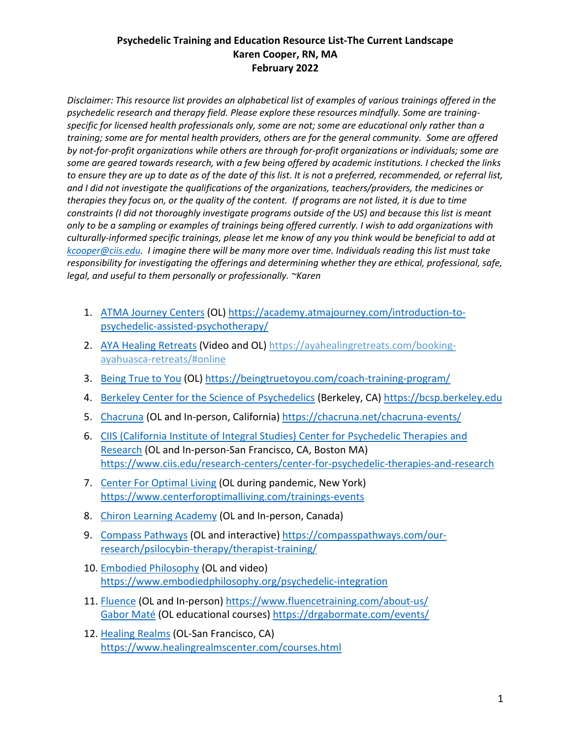**Psychedelic Training and Education Resource List-The Current Landscape**
**Karen Cooper, RN, MA**
**February 2022**

*Disclaimer: This resource list provides an alphabetical list of examples of various trainings offered in the psychedelic research and therapy field. Please explore these resources mindfully. Some are training-specific for licensed health professionals only, some are not; some are educational only rather than a training; some are for mental health providers, others are for the general community. Some are offered by not-for-profit organizations while others are through for-profit organizations or individuals; some are some are geared towards research, with a few being offered by academic institutions. I checked the links to ensure they are up to date as of the date of this list. It is not a preferred, recommended, or referral list, and I did not investigate the qualifications of the organizations, teachers/providers, the medicines or therapies they focus on, or the quality of the content. If programs are not listed, it is due to time constraints (I did not thoroughly investigate programs outside of the US) and because this list is meant only to be a sampling or examples of trainings being offered currently. I wish to add organizations with culturally-informed specific trainings, please let me know of any you think would be beneficial to add at kcooper@ciis.edu. I imagine there will be many more over time. Individuals reading this list must take responsibility for investigating the offerings and determining whether they are ethical, professional, safe, legal, and useful to them personally or professionally. ~Karen*

1. ATMA Journey Centers (OL) https://academy.atmajourney.com/introduction-to-psychedelic-assisted-psychotherapy/
2. AYA Healing Retreats (Video and OL) https://ayahealingretreats.com/booking-ayahuasca-retreats/#online
3. Being True to You (OL) https://beingtruetoyou.com/coach-training-program/
4. Berkeley Center for the Science of Psychedelics (Berkeley, CA) https://bcsp.berkeley.edu
5. Chacruna (OL and In-person, California) https://chacruna.net/chacruna-events/
6. CIIS (California Institute of Integral Studies) Center for Psychedelic Therapies and Research (OL and In-person-San Francisco, CA, Boston MA) https://www.ciis.edu/research-centers/center-for-psychedelic-therapies-and-research
7. Center For Optimal Living (OL during pandemic, New York) https://www.centerforoptimalliving.com/trainings-events
8. Chiron Learning Academy (OL and In-person, Canada)
9. Compass Pathways (OL and interactive) https://compasspathways.com/our-research/psilocybin-therapy/therapist-training/
10. Embodied Philosophy (OL and video) https://www.embodiedphilosophy.org/psychedelic-integration
11. Fluence (OL and In-person) https://www.fluencetraining.com/about-us/
    Gabor Maté (OL educational courses) https://drgabormate.com/events/
12. Healing Realms (OL-San Francisco, CA) https://www.healingrealmscenter.com/courses.html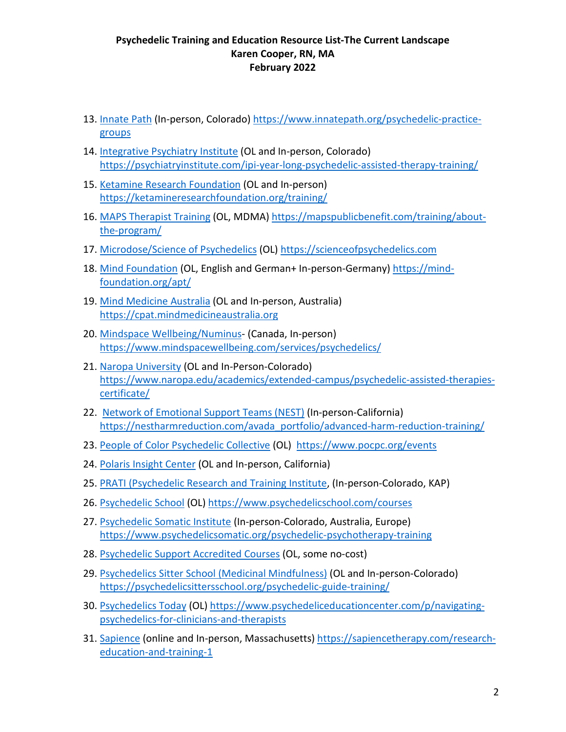**Psychedelic Training and Education Resource List-The Current Landscape**
**Karen Cooper, RN, MA**
**February 2022**

13. Innate Path (In-person, Colorado) https://www.innatepath.org/psychedelic-practice-groups
14. Integrative Psychiatry Institute (OL and In-person, Colorado) https://psychiatryinstitute.com/ipi-year-long-psychedelic-assisted-therapy-training/
15. Ketamine Research Foundation (OL and In-person) https://ketamineresearchfoundation.org/training/
16. MAPS Therapist Training (OL, MDMA) https://mapspublicbenefit.com/training/about-the-program/
17. Microdose/Science of Psychedelics (OL) https://scienceofpsychedelics.com
18. Mind Foundation (OL, English and German+ In-person-Germany) https://mind-foundation.org/apt/
19. Mind Medicine Australia (OL and In-person, Australia) https://cpat.mindmedicineaustralia.org
20. Mindspace Wellbeing/Numinus- (Canada, In-person) https://www.mindspacewellbeing.com/services/psychedelics/
21. Naropa University (OL and In-Person-Colorado) https://www.naropa.edu/academics/extended-campus/psychedelic-assisted-therapies-certificate/
22. Network of Emotional Support Teams (NEST) (In-person-California) https://nestharmreduction.com/avada_portfolio/advanced-harm-reduction-training/
23. People of Color Psychedelic Collective (OL) https://www.pocpc.org/events
24. Polaris Insight Center (OL and In-person, California)
25. PRATI (Psychedelic Research and Training Institute, (In-person-Colorado, KAP)
26. Psychedelic School (OL) https://www.psychedelicschool.com/courses
27. Psychedelic Somatic Institute (In-person-Colorado, Australia, Europe) https://www.psychedelicsomatic.org/psychedelic-psychotherapy-training
28. Psychedelic Support Accredited Courses (OL, some no-cost)
29. Psychedelics Sitter School (Medicinal Mindfulness) (OL and In-person-Colorado) https://psychedelicsittersschool.org/psychedelic-guide-training/
30. Psychedelics Today (OL) https://www.psychediceducationcenter.com/p/navigating-psychedelics-for-clinicians-and-therapists
31. Sapience (online and In-person, Massachusetts) https://sapiencetherapy.com/research-education-and-training-1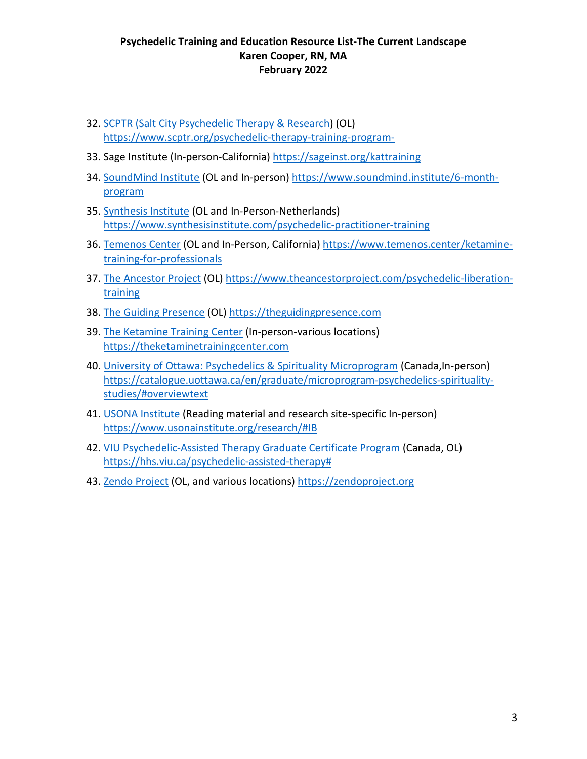**Psychedelic Training and Education Resource List-The Current Landscape**
**Karen Cooper, RN, MA**
**February 2022**

32. SCPTR (Salt City Psychedelic Therapy & Research) (OL) https://www.scptr.org/psychedelic-therapy-training-program-
33. Sage Institute (In-person-California) https://sageinst.org/kattraining
34. SoundMind Institute (OL and In-person) https://www.soundmind.institute/6-month-program
35. Synthesis Institute (OL and In-Person-Netherlands) https://www.synthesisinstitute.com/psychedelic-practitioner-training
36. Temenos Center (OL and In-Person, California) https://www.temenos.center/ketamine-training-for-professionals
37. The Ancestor Project (OL) https://www.theancestorproject.com/psychedelic-liberation-training
38. The Guiding Presence (OL) https://theguidingpresence.com
39. The Ketamine Training Center (In-person-various locations) https://theketaminetrainingcenter.com
40. University of Ottawa: Psychedelics & Spirituality Microprogram (Canada,In-person) https://catalogue.uottawa.ca/en/graduate/microprogram-psychedelics-spirituality-studies/#overviewtext
41. USONA Institute (Reading material and research site-specific In-person) https://www.usonainstitute.org/research/#IB
42. VIU Psychedelic-Assisted Therapy Graduate Certificate Program (Canada, OL) https://hhs.viu.ca/psychedelic-assisted-therapy#
43. Zendo Project (OL, and various locations) https://zendoproject.org